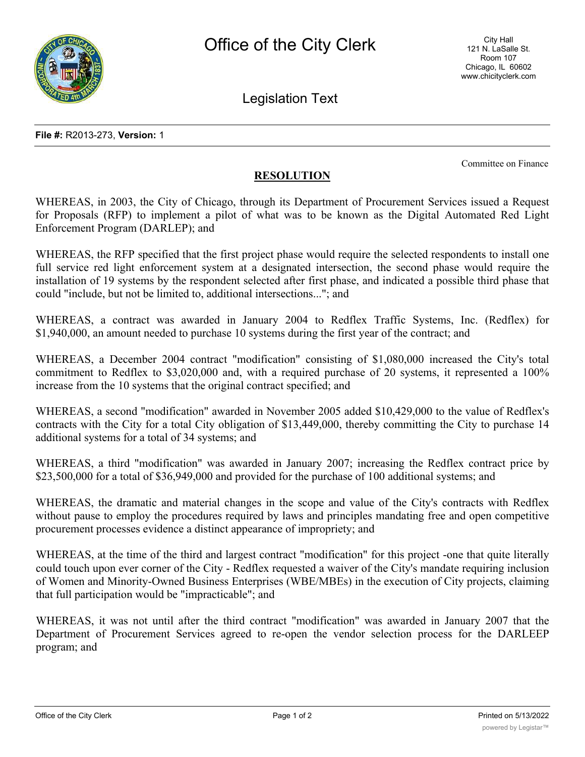**File #:** R2013-273, **Version:** 1

Committee on Finance

**RESOLUTION**

WHEREAS, in 2003, the City of Chicago, through its Department of Procurement Services issued a Request for Proposals (RFP) to implement a pilot of what was to be known as the Digital Automated Red Light Enforcement Program (DARLEP); and

WHEREAS, the RFP specified that the first project phase would require the selected respondents to install one full service red light enforcement system at a designated intersection, the second phase would require the installation of 19 systems by the respondent selected after first phase, and indicated a possible third phase that could "include, but not be limited to, additional intersections..."; and

WHEREAS, a contract was awarded in January 2004 to Redflex Traffic Systems, Inc. (Redflex) for $1,940,000, an amount needed to purchase 10 systems during the first year of the contract; and

WHEREAS, a December 2004 contract "modification" consisting of $1,080,000 increased the City's total commitment to Redflex to $3,020,000 and, with a required purchase of 20 systems, it represented a 100% increase from the 10 systems that the original contract specified; and

WHEREAS, a second "modification" awarded in November 2005 added $10,429,000 to the value of Redflex's contracts with the City for a total City obligation of $13,449,000, thereby committing the City to purchase 14 additional systems for a total of 34 systems; and

WHEREAS, a third "modification" was awarded in January 2007; increasing the Redflex contract price by $23,500,000 for a total of $36,949,000 and provided for the purchase of 100 additional systems; and

WHEREAS, the dramatic and material changes in the scope and value of the City's contracts with Redflex without pause to employ the procedures required by laws and principles mandating free and open competitive procurement processes evidence a distinct appearance of impropriety; and

WHEREAS, at the time of the third and largest contract "modification" for this project -one that quite literally could touch upon ever corner of the City - Redflex requested a waiver of the City's mandate requiring inclusion of Women and Minority-Owned Business Enterprises (WBE/MBEs) in the execution of City projects, claiming that full participation would be "impracticable"; and

WHEREAS, it was not until after the third contract "modification" was awarded in January 2007 that the Department of Procurement Services agreed to re-open the vendor selection process for the DARLEEP program; and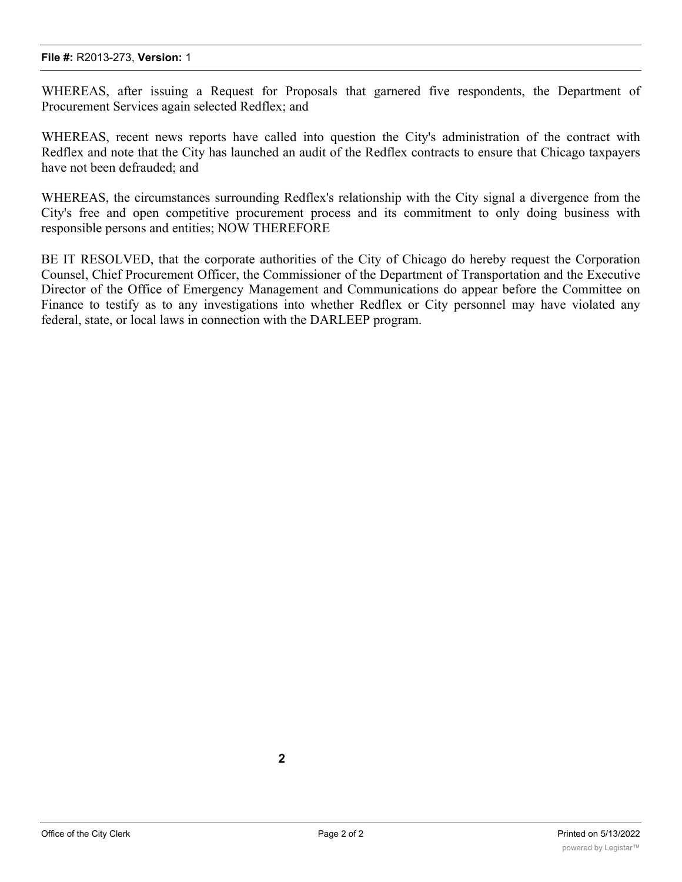WHEREAS, after issuing a Request for Proposals that garnered five respondents, the Department of Procurement Services again selected Redflex; and

WHEREAS, recent news reports have called into question the City's administration of the contract with Redflex and note that the City has launched an audit of the Redflex contracts to ensure that Chicago taxpayers have not been defrauded; and

WHEREAS, the circumstances surrounding Redflex's relationship with the City signal a divergence from the City's free and open competitive procurement process and its commitment to only doing business with responsible persons and entities; NOW THEREFORE

BE IT RESOLVED, that the corporate authorities of the City of Chicago do hereby request the Corporation Counsel, Chief Procurement Officer, the Commissioner of the Department of Transportation and the Executive Director of the Office of Emergency Management and Communications do appear before the Committee on Finance to testify as to any investigations into whether Redflex or City personnel may have violated any federal, state, or local laws in connection with the DARLEEP program.